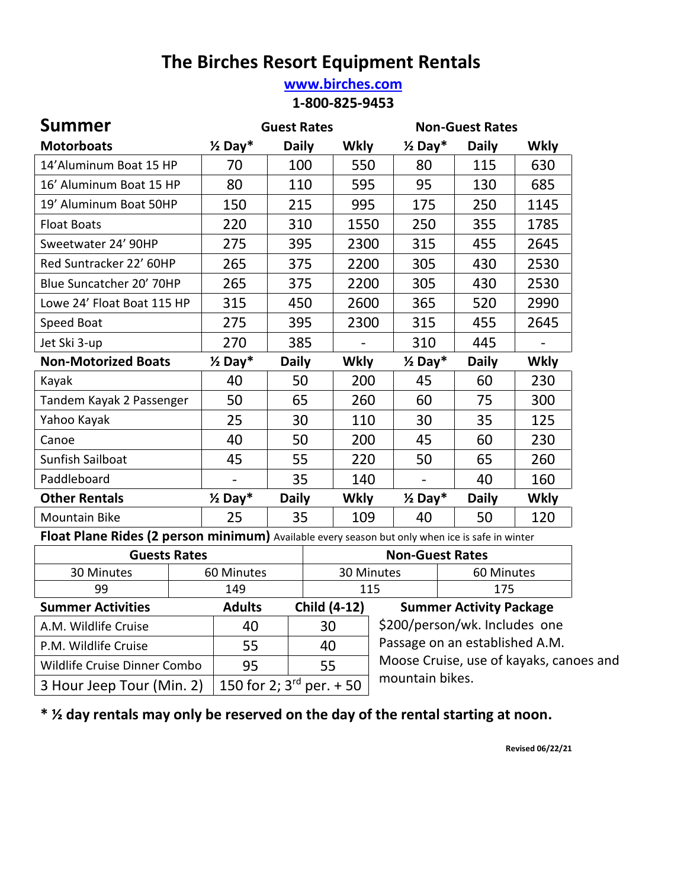# The Birches Resort Equipment Rentals

**www.birches.com**

**1-800-825-9453**

| **Summer** | **Guest Rates** | | | **Non-Guest Rates** | | |
|---|---|---|---|---|---|---|
| **Motorboats** | **½ Day*** | **Daily** | **Wkly** | **½ Day*** | **Daily** | **Wkly** |
| 14'Aluminum Boat 15 HP | 70 | 100 | 550 | 80 | 115 | 630 |
| 16' Aluminum Boat 15 HP | 80 | 110 | 595 | 95 | 130 | 685 |
| 19' Aluminum Boat 50HP | 150 | 215 | 995 | 175 | 250 | 1145 |
| Float Boats | 220 | 310 | 1550 | 250 | 355 | 1785 |
| Sweetwater 24' 90HP | 275 | 395 | 2300 | 315 | 455 | 2645 |
| Red Suntracker 22' 60HP | 265 | 375 | 2200 | 305 | 430 | 2530 |
| Blue Suncatcher 20' 70HP | 265 | 375 | 2200 | 305 | 430 | 2530 |
| Lowe 24' Float Boat 115 HP | 315 | 450 | 2600 | 365 | 520 | 2990 |
| Speed Boat | 275 | 395 | 2300 | 315 | 455 | 2645 |
| Jet Ski 3-up | 270 | 385 | - | 310 | 445 | - |
| **Non-Motorized Boats** | **½ Day*** | **Daily** | **Wkly** | **½ Day*** | **Daily** | **Wkly** |
| Kayak | 40 | 50 | 200 | 45 | 60 | 230 |
| Tandem Kayak 2 Passenger | 50 | 65 | 260 | 60 | 75 | 300 |
| Yahoo Kayak | 25 | 30 | 110 | 30 | 35 | 125 |
| Canoe | 40 | 50 | 200 | 45 | 60 | 230 |
| Sunfish Sailboat | 45 | 55 | 220 | 50 | 65 | 260 |
| Paddleboard | - | 35 | 140 | - | 40 | 160 |
| **Other Rentals** | **½ Day*** | **Daily** | **Wkly** | **½ Day*** | **Daily** | **Wkly** |
| Mountain Bike | 25 | 35 | 109 | 40 | 50 | 120 |

**Float Plane Rides (2 person minimum)** Available every season but only when ice is safe in winter

| **Guests Rates** | | **Non-Guest Rates** | |
|---|---|---|---|
| 30 Minutes | 60 Minutes | 30 Minutes | 60 Minutes |
| 99 | 149 | 115 | 175 |

| **Summer Activities** | **Adults** | **Child (4-12)** |
|---|---|---|
| A.M. Wildlife Cruise | 40 | 30 |
| P.M. Wildlife Cruise | 55 | 40 |
| Wildlife Cruise Dinner Combo | 95 | 55 |
| 3 Hour Jeep Tour (Min. 2) | 150 for 2; 3rd per. + 50 | |

**Summer Activity Package**

$200/person/wk. Includes one Passage on an established A.M. Moose Cruise, use of kayaks, canoes and mountain bikes.

**\* ½ day rentals may only be reserved on the day of the rental starting at noon.**

**Revised 06/22/21**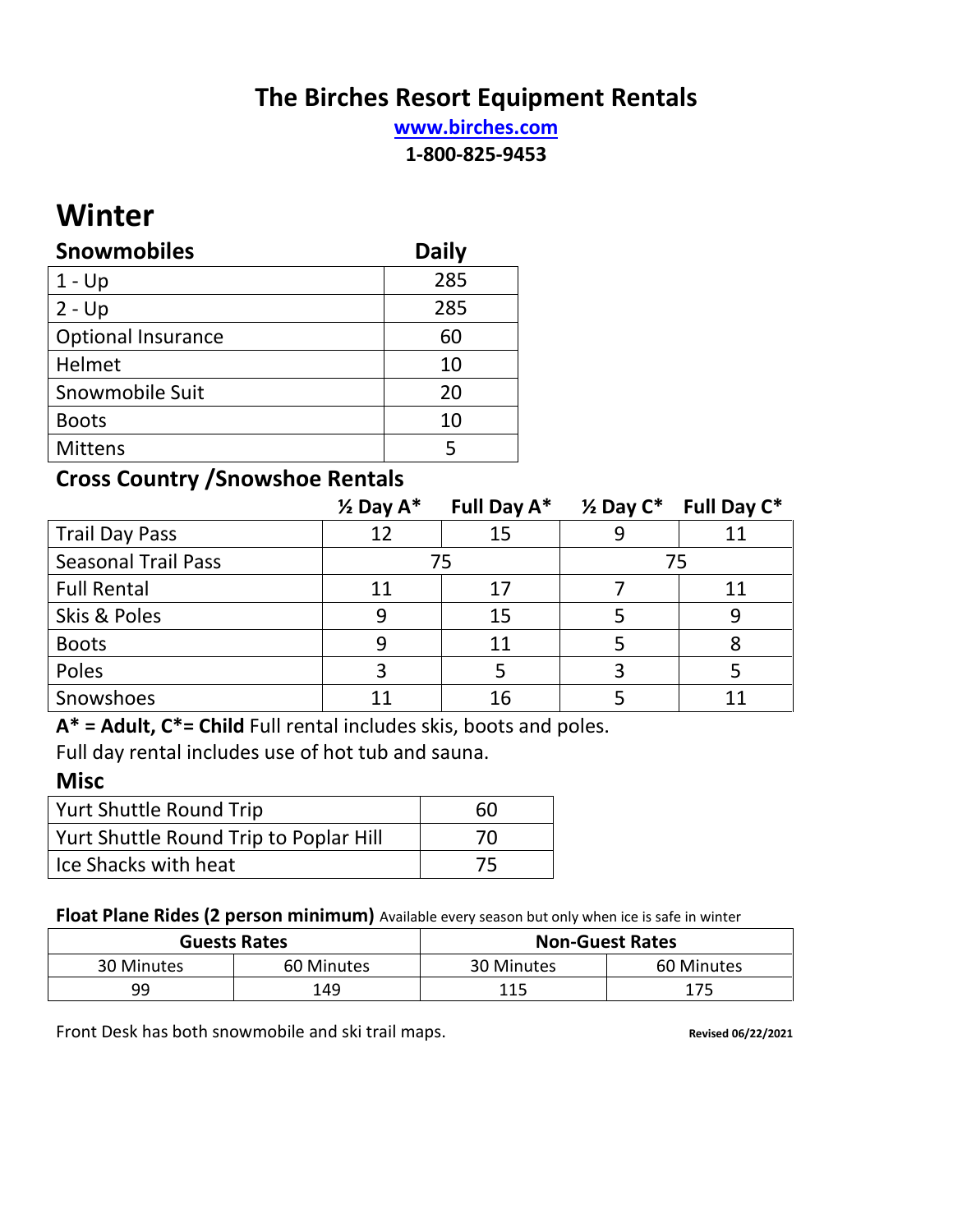# The Birches Resort Equipment Rentals

www.birches.com

**1-800-825-9453**

# Winter

| Snowmobiles | Daily |
|---|---|
| 1 - Up | 285 |
| 2 - Up | 285 |
| Optional Insurance | 60 |
| Helmet | 10 |
| Snowmobile Suit | 20 |
| Boots | 10 |
| Mittens | 5 |

## Cross Country /Snowshoe Rentals

| | ½ Day A* | Full Day A* | ½ Day C* | Full Day C* |
|---|---|---|---|---|
| Trail Day Pass | 12 | 15 | 9 | 11 |
| Seasonal Trail Pass | 75 | | 75 | |
| Full Rental | 11 | 17 | 7 | 11 |
| Skis & Poles | 9 | 15 | 5 | 9 |
| Boots | 9 | 11 | 5 | 8 |
| Poles | 3 | 5 | 3 | 5 |
| Snowshoes | 11 | 16 | 5 | 11 |

**A* = Adult, C*= Child** Full rental includes skis, boots and poles.

Full day rental includes use of hot tub and sauna.

## Misc

| | |
|---|---|
| Yurt Shuttle Round Trip | 60 |
| Yurt Shuttle Round Trip to Poplar Hill | 70 |
| Ice Shacks with heat | 75 |

**Float Plane Rides (2 person minimum)** Available every season but only when ice is safe in winter

| Guests Rates | | Non-Guest Rates | |
|---|---|---|---|
| 30 Minutes | 60 Minutes | 30 Minutes | 60 Minutes |
| 99 | 149 | 115 | 175 |

Front Desk has both snowmobile and ski trail maps.

**Revised 06/22/2021**